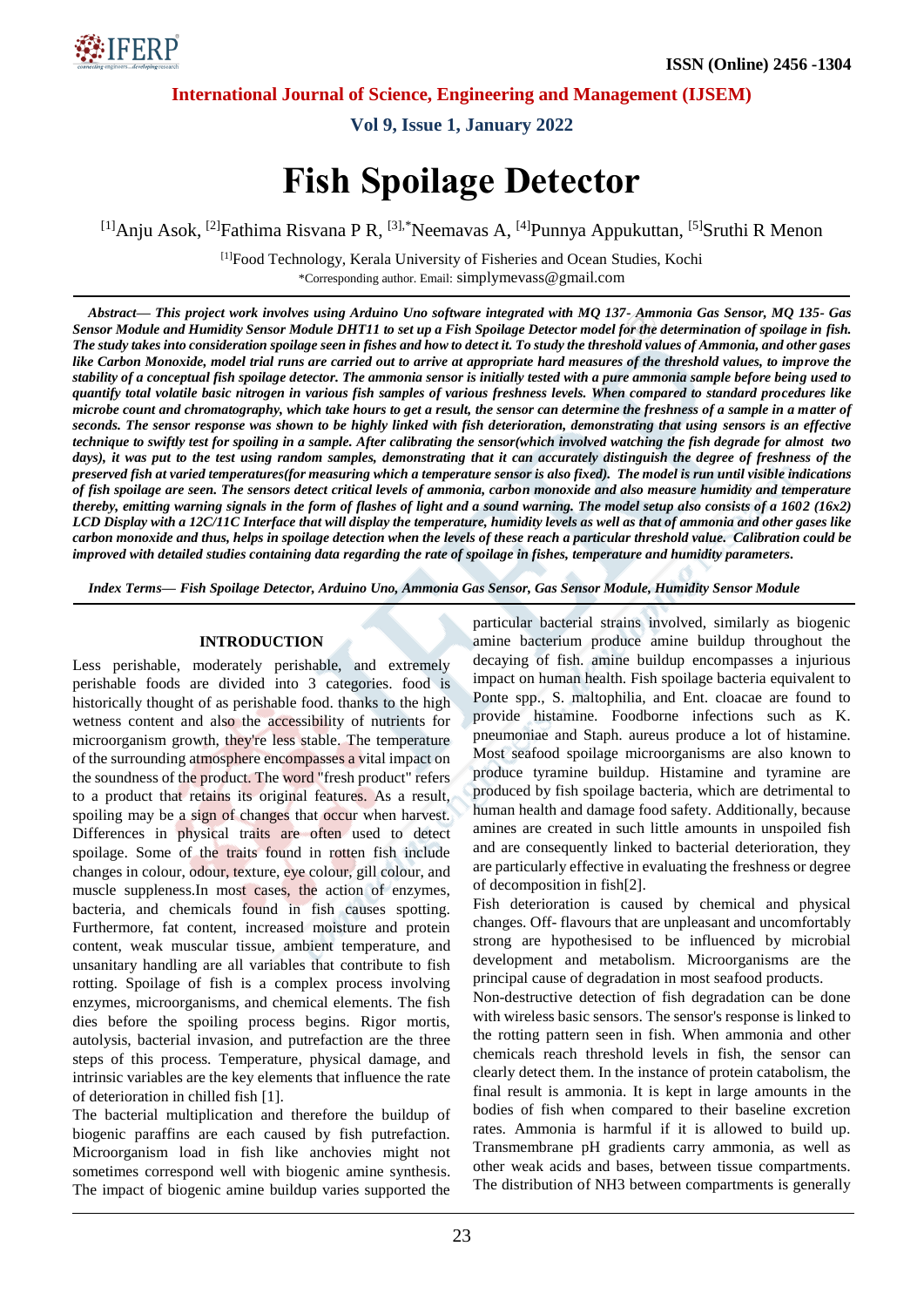# Fish Spoilage Detector

[1]Anju Asok, [2]Fathima Risvana P R, [3],*Neemavas A, [4]Punnya Appukuttan, [5]Sruthi R Menon

[1]Food Technology, Kerala University of Fisheries and Ocean Studies, Kochi
*Corresponding author. Email: simplymevass@gmail.com

***Abstract— This project work involves using Arduino Uno software integrated with MQ 137- Ammonia Gas Sensor, MQ 135- Gas Sensor Module and Humidity Sensor Module DHT11 to set up a Fish Spoilage Detector model for the determination of spoilage in fish. The study takes into consideration spoilage seen in fishes and how to detect it. To study the threshold values of Ammonia, and other gases like Carbon Monoxide, model trial runs are carried out to arrive at appropriate hard measures of the threshold values, to improve the stability of a conceptual fish spoilage detector. The ammonia sensor is initially tested with a pure ammonia sample before being used to quantify total volatile basic nitrogen in various fish samples of various freshness levels. When compared to standard procedures like microbe count and chromatography, which take hours to get a result, the sensor can determine the freshness of a sample in a matter of seconds. The sensor response was shown to be highly linked with fish deterioration, demonstrating that using sensors is an effective technique to swiftly test for spoiling in a sample. After calibrating the sensor(which involved watching the fish degrade for almost two days), it was put to the test using random samples, demonstrating that it can accurately distinguish the degree of freshness of the preserved fish at varied temperatures(for measuring which a temperature sensor is also fixed). The model is run until visible indications of fish spoilage are seen. The sensors detect critical levels of ammonia, carbon monoxide and also measure humidity and temperature thereby, emitting warning signals in the form of flashes of light and a sound warning. The model setup also consists of a 1602 (16x2) LCD Display with a 12C/11C Interface that will display the temperature, humidity levels as well as that of ammonia and other gases like carbon monoxide and thus, helps in spoilage detection when the levels of these reach a particular threshold value. Calibration could be improved with detailed studies containing data regarding the rate of spoilage in fishes, temperature and humidity parameters.***

***Index Terms— Fish Spoilage Detector, Arduino Uno, Ammonia Gas Sensor, Gas Sensor Module, Humidity Sensor Module***

## INTRODUCTION

Less perishable, moderately perishable, and extremely perishable foods are divided into 3 categories. food is historically thought of as perishable food. thanks to the high wetness content and also the accessibility of nutrients for microorganism growth, they're less stable. The temperature of the surrounding atmosphere encompasses a vital impact on the soundness of the product. The word "fresh product" refers to a product that retains its original features. As a result, spoiling may be a sign of changes that occur when harvest. Differences in physical traits are often used to detect spoilage. Some of the traits found in rotten fish include changes in colour, odour, texture, eye colour, gill colour, and muscle suppleness.In most cases, the action of enzymes, bacteria, and chemicals found in fish causes spotting. Furthermore, fat content, increased moisture and protein content, weak muscular tissue, ambient temperature, and unsanitary handling are all variables that contribute to fish rotting. Spoilage of fish is a complex process involving enzymes, microorganisms, and chemical elements. The fish dies before the spoiling process begins. Rigor mortis, autolysis, bacterial invasion, and putrefaction are the three steps of this process. Temperature, physical damage, and intrinsic variables are the key elements that influence the rate of deterioration in chilled fish [1].

The bacterial multiplication and therefore the buildup of biogenic paraffins are each caused by fish putrefaction. Microorganism load in fish like anchovies might not sometimes correspond well with biogenic amine synthesis. The impact of biogenic amine buildup varies supported the particular bacterial strains involved, similarly as biogenic amine bacterium produce amine buildup throughout the decaying of fish. amine buildup encompasses a injurious impact on human health. Fish spoilage bacteria equivalent to Ponte spp., S. maltophilia, and Ent. cloacae are found to provide histamine. Foodborne infections such as K. pneumoniae and Staph. aureus produce a lot of histamine. Most seafood spoilage microorganisms are also known to produce tyramine buildup. Histamine and tyramine are produced by fish spoilage bacteria, which are detrimental to human health and damage food safety. Additionally, because amines are created in such little amounts in unspoiled fish and are consequently linked to bacterial deterioration, they are particularly effective in evaluating the freshness or degree of decomposition in fish[2].

Fish deterioration is caused by chemical and physical changes. Off- flavours that are unpleasant and uncomfortably strong are hypothesised to be influenced by microbial development and metabolism. Microorganisms are the principal cause of degradation in most seafood products.

Non-destructive detection of fish degradation can be done with wireless basic sensors. The sensor's response is linked to the rotting pattern seen in fish. When ammonia and other chemicals reach threshold levels in fish, the sensor can clearly detect them. In the instance of protein catabolism, the final result is ammonia. It is kept in large amounts in the bodies of fish when compared to their baseline excretion rates. Ammonia is harmful if it is allowed to build up. Transmembrane pH gradients carry ammonia, as well as other weak acids and bases, between tissue compartments. The distribution of $NH_3$ between compartments is generally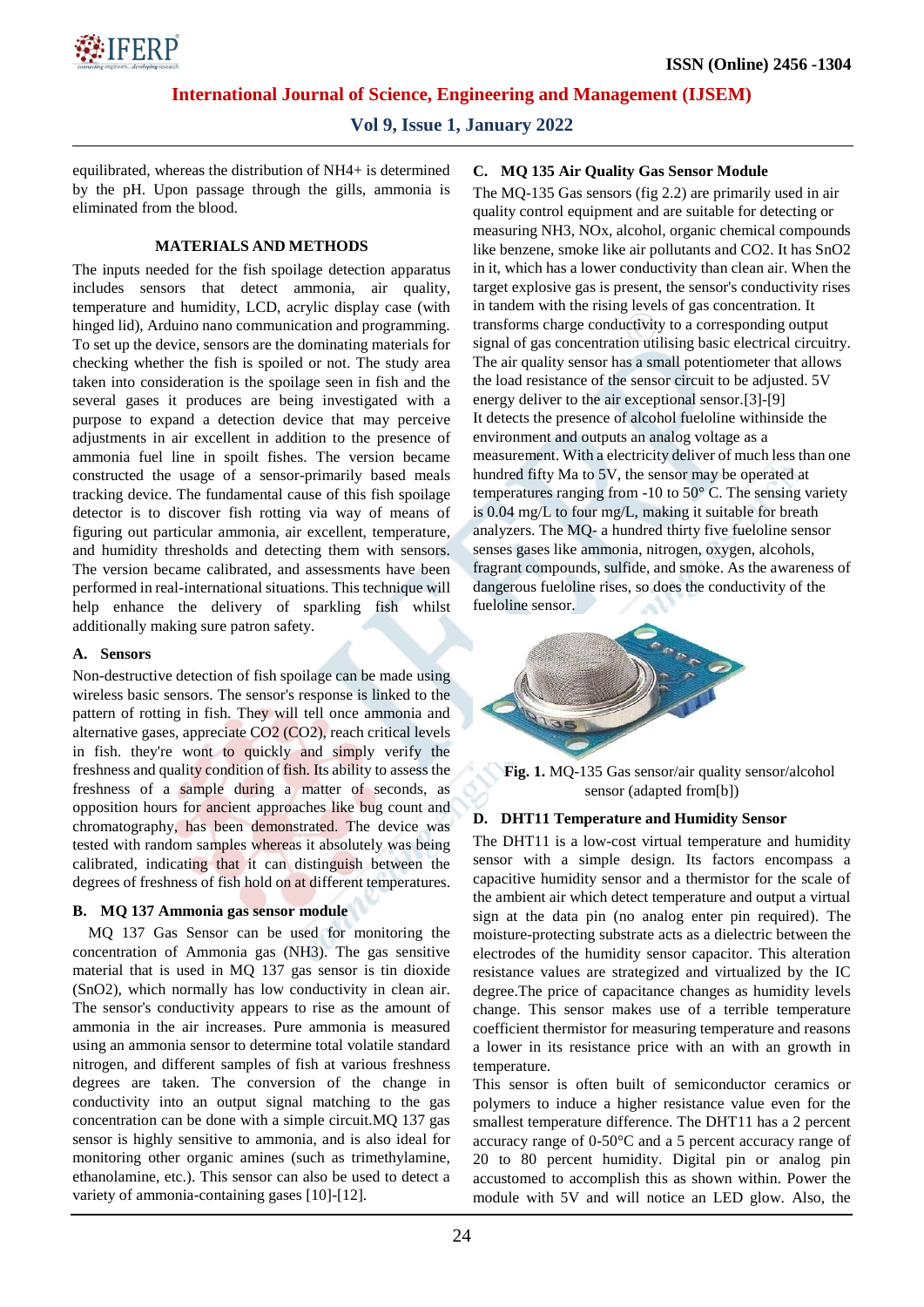equilibrated, whereas the distribution of $NH_4^+$ is determined by the pH. Upon passage through the gills, ammonia is eliminated from the blood.

## MATERIALS AND METHODS

The inputs needed for the fish spoilage detection apparatus includes sensors that detect ammonia, air quality, temperature and humidity, LCD, acrylic display case (with hinged lid), Arduino nano communication and programming. To set up the device, sensors are the dominating materials for checking whether the fish is spoiled or not. The study area taken into consideration is the spoilage seen in fish and the several gases it produces are being investigated with a purpose to expand a detection device that may perceive adjustments in air excellent in addition to the presence of ammonia fuel line in spoilt fishes. The version became constructed the usage of a sensor-primarily based meals tracking device. The fundamental cause of this fish spoilage detector is to discover fish rotting via way of means of figuring out particular ammonia, air excellent, temperature, and humidity thresholds and detecting them with sensors. The version became calibrated, and assessments have been performed in real-international situations. This technique will help enhance the delivery of sparkling fish whilst additionally making sure patron safety.

### A. Sensors

Non-destructive detection of fish spoilage can be made using wireless basic sensors. The sensor's response is linked to the pattern of rotting in fish. They will tell once ammonia and alternative gases, appreciate CO2 ($CO_2$), reach critical levels in fish. they're wont to quickly and simply verify the freshness and quality condition of fish. Its ability to assess the freshness of a sample during a matter of seconds, as opposition hours for ancient approaches like bug count and chromatography, has been demonstrated. The device was tested with random samples whereas it absolutely was being calibrated, indicating that it can distinguish between the degrees of freshness of fish hold on at different temperatures.

### B. MQ 137 Ammonia gas sensor module

MQ 137 Gas Sensor can be used for monitoring the concentration of Ammonia gas ($NH_3$). The gas sensitive material that is used in MQ 137 gas sensor is tin dioxide ($SnO_2$), which normally has low conductivity in clean air. The sensor's conductivity appears to rise as the amount of ammonia in the air increases. Pure ammonia is measured using an ammonia sensor to determine total volatile standard nitrogen, and different samples of fish at various freshness degrees are taken. The conversion of the change in conductivity into an output signal matching to the gas concentration can be done with a simple circuit.MQ 137 gas sensor is highly sensitive to ammonia, and is also ideal for monitoring other organic amines (such as trimethylamine, ethanolamine, etc.). This sensor can also be used to detect a variety of ammonia-containing gases [10]-[12].

### C. MQ 135 Air Quality Gas Sensor Module

The MQ-135 Gas sensors (fig 2.2) are primarily used in air quality control equipment and are suitable for detecting or measuring $NH_3$, NOx, alcohol, organic chemical compounds like benzene, smoke like air pollutants and $CO_2$. It has $SnO_2$ in it, which has a lower conductivity than clean air. When the target explosive gas is present, the sensor's conductivity rises in tandem with the rising levels of gas concentration. It transforms charge conductivity to a corresponding output signal of gas concentration utilising basic electrical circuitry. The air quality sensor has a small potentiometer that allows the load resistance of the sensor circuit to be adjusted. 5V energy deliver to the air exceptional sensor.[3]-[9]
It detects the presence of alcohol fueloline withinside the environment and outputs an analog voltage as a measurement. With a electricity deliver of much less than one hundred fifty Ma to 5V, the sensor may be operated at temperatures ranging from -10 to 50° C. The sensing variety is 0.04 mg/L to four mg/L, making it suitable for breath analyzers. The MQ- a hundred thirty five fueloline sensor senses gases like ammonia, nitrogen, oxygen, alcohols, fragrant compounds, sulfide, and smoke. As the awareness of dangerous fueloline rises, so does the conductivity of the fueloline sensor.

**Fig. 1.** MQ-135 Gas sensor/air quality sensor/alcohol sensor (adapted from[b])

### D. DHT11 Temperature and Humidity Sensor

The DHT11 is a low-cost virtual temperature and humidity sensor with a simple design. Its factors encompass a capacitive humidity sensor and a thermistor for the scale of the ambient air which detect temperature and output a virtual sign at the data pin (no analog enter pin required). The moisture-protecting substrate acts as a dielectric between the electrodes of the humidity sensor capacitor. This alteration resistance values are strategized and virtualized by the IC degree.The price of capacitance changes as humidity levels change. This sensor makes use of a terrible temperature coefficient thermistor for measuring temperature and reasons a lower in its resistance price with an with an growth in temperature.
This sensor is often built of semiconductor ceramics or polymers to induce a higher resistance value even for the smallest temperature difference. The DHT11 has a 2 percent accuracy range of 0-50°C and a 5 percent accuracy range of 20 to 80 percent humidity. Digital pin or analog pin accustomed to accomplish this as shown within. Power the module with 5V and will notice an LED glow. Also, the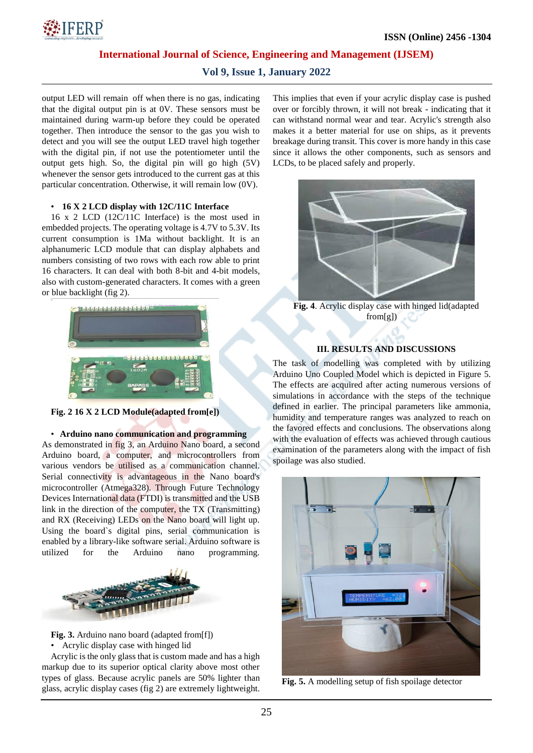output LED will remain off when there is no gas, indicating that the digital output pin is at 0V. These sensors must be maintained during warm-up before they could be operated together. Then introduce the sensor to the gas you wish to detect and you will see the output LED travel high together with the digital pin, if not use the potentiometer until the output gets high. So, the digital pin will go high (5V) whenever the sensor gets introduced to the current gas at this particular concentration. Otherwise, it will remain low (0V).

- **16 X 2 LCD display with 12C/11C Interface**

16 x 2 LCD (12C/11C Interface) is the most used in embedded projects. The operating voltage is 4.7V to 5.3V. Its current consumption is 1Ma without backlight. It is an alphanumeric LCD module that can display alphabets and numbers consisting of two rows with each row able to print 16 characters. It can deal with both 8-bit and 4-bit models, also with custom-generated characters. It comes with a green or blue backlight (fig 2).

**Fig. 2 16 X 2 LCD Module(adapted from[e])**

- **Arduino nano communication and programming**

As demonstrated in fig 3, an Arduino Nano board, a second Arduino board, a computer, and microcontrollers from various vendors be utilised as a communication channel. Serial connectivity is advantageous in the Nano board's microcontroller (Atmega328). Through Future Technology Devices International data (FTDI) is transmitted and the USB link in the direction of the computer, the TX (Transmitting) and RX (Receiving) LEDs on the Nano board will light up. Using the board`s digital pins, serial communication is enabled by a library-like software serial. Arduino software is utilized for the Arduino nano programming.

**Fig. 3.** Arduino nano board (adapted from[f])

- Acrylic display case with hinged lid

Acrylic is the only glass that is custom made and has a high markup due to its superior optical clarity above most other types of glass. Because acrylic panels are 50% lighter than glass, acrylic display cases (fig 2) are extremely lightweight. This implies that even if your acrylic display case is pushed over or forcibly thrown, it will not break - indicating that it can withstand normal wear and tear. Acrylic's strength also makes it a better material for use on ships, as it prevents breakage during transit. This cover is more handy in this case since it allows the other components, such as sensors and LCDs, to be placed safely and properly.

**Fig. 4**. Acrylic display case with hinged lid(adapted from[g])

## III. RESULTS AND DISCUSSIONS

The task of modelling was completed with by utilizing Arduino Uno Coupled Model which is depicted in Figure 5. The effects are acquired after acting numerous versions of simulations in accordance with the steps of the technique defined in earlier. The principal parameters like ammonia, humidity and temperature ranges was analyzed to reach on the favored effects and conclusions. The observations along with the evaluation of effects was achieved through cautious examination of the parameters along with the impact of fish spoilage was also studied.

**Fig. 5.** A modelling setup of fish spoilage detector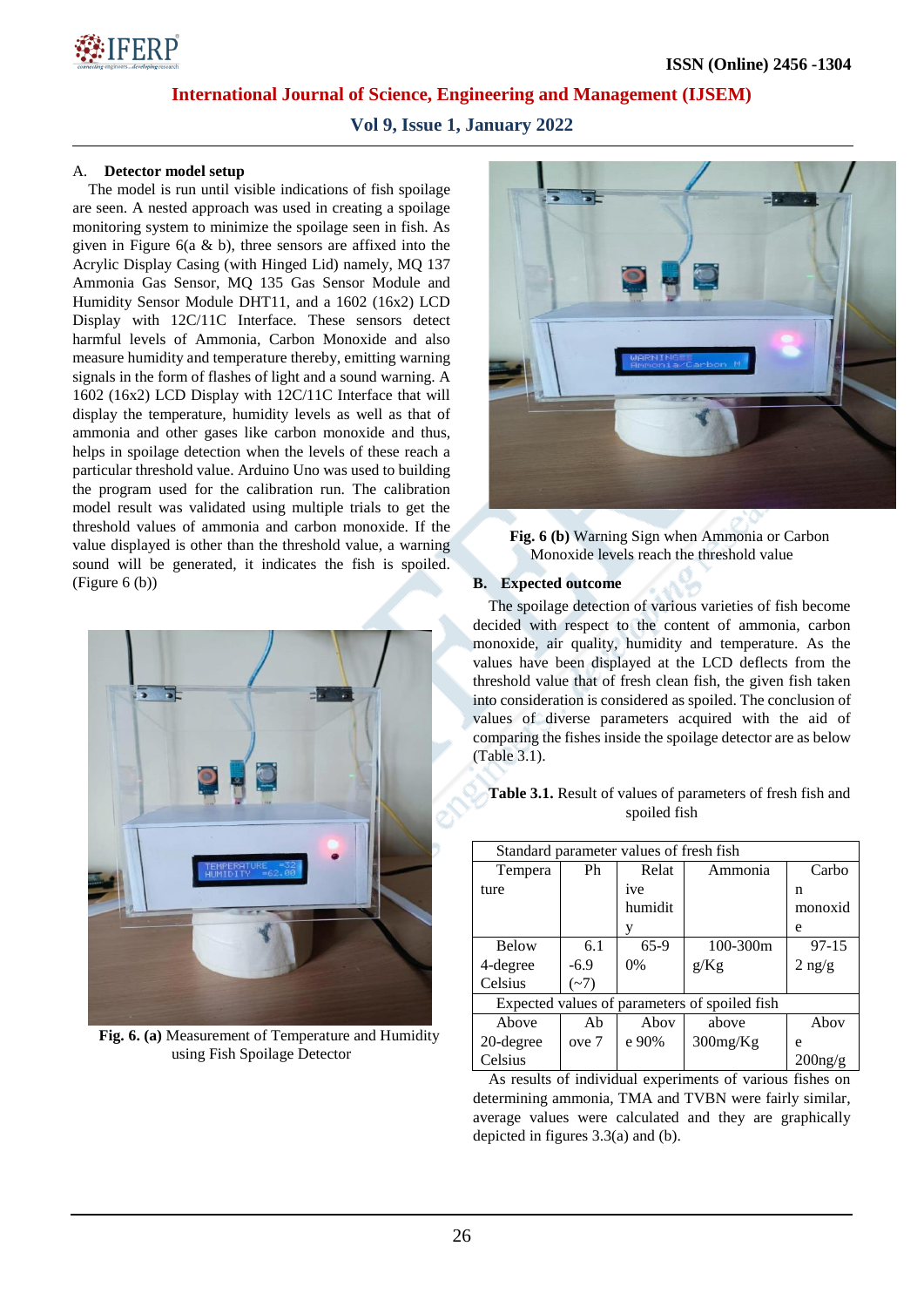A. **Detector model setup**

The model is run until visible indications of fish spoilage are seen. A nested approach was used in creating a spoilage monitoring system to minimize the spoilage seen in fish. As given in Figure 6(a & b), three sensors are affixed into the Acrylic Display Casing (with Hinged Lid) namely, MQ 137 Ammonia Gas Sensor, MQ 135 Gas Sensor Module and Humidity Sensor Module DHT11, and a 1602 (16x2) LCD Display with 12C/11C Interface. These sensors detect harmful levels of Ammonia, Carbon Monoxide and also measure humidity and temperature thereby, emitting warning signals in the form of flashes of light and a sound warning. A 1602 (16x2) LCD Display with 12C/11C Interface that will display the temperature, humidity levels as well as that of ammonia and other gases like carbon monoxide and thus, helps in spoilage detection when the levels of these reach a particular threshold value. Arduino Uno was used to building the program used for the calibration run. The calibration model result was validated using multiple trials to get the threshold values of ammonia and carbon monoxide. If the value displayed is other than the threshold value, a warning sound will be generated, it indicates the fish is spoiled. (Figure 6 (b))

**Fig. 6. (a)** Measurement of Temperature and Humidity using Fish Spoilage Detector

**Fig. 6 (b)** Warning Sign when Ammonia or Carbon Monoxide levels reach the threshold value

**B. Expected outcome**

The spoilage detection of various varieties of fish become decided with respect to the content of ammonia, carbon monoxide, air quality, humidity and temperature. As the values have been displayed at the LCD deflects from the threshold value that of fresh clean fish, the given fish taken into consideration is considered as spoiled. The conclusion of values of diverse parameters acquired with the aid of comparing the fishes inside the spoilage detector are as below (Table 3.1).

**Table 3.1.** Result of values of parameters of fresh fish and spoiled fish

| Temperature | Ph | Relative humidity | Ammonia | Carbon monoxide |
|---|---|---|---|---|
| Standard parameter values of fresh fish | | | | |
| Below 4-degree Celsius | 6.1 -6.9 (~7) | 65-90% | 100-300mg/Kg | 97-152 ng/g |
| Expected values of parameters of spoiled fish | | | | |
| Above 20-degree Celsius | Above 7 | Above 90% | above 300mg/Kg | Above 200ng/g |

As results of individual experiments of various fishes on determining ammonia, TMA and TVBN were fairly similar, average values were calculated and they are graphically depicted in figures 3.3(a) and (b).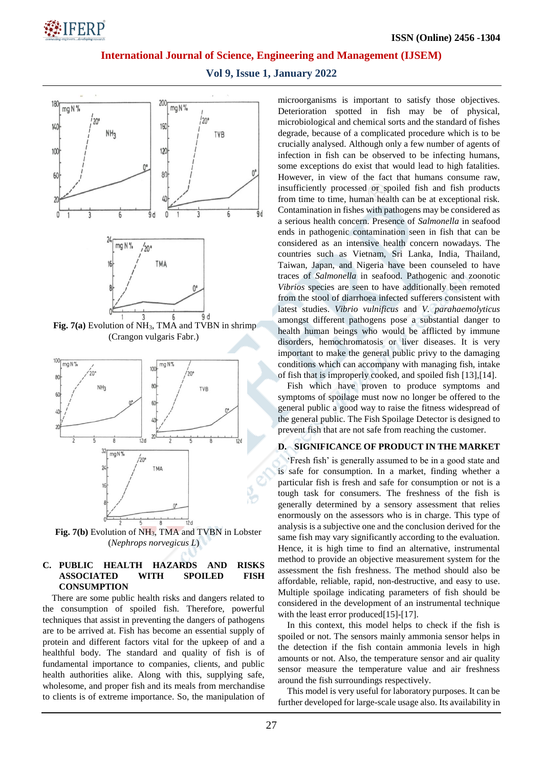**Fig. 7(a)** Evolution of $NH_3$, TMA and TVBN in shrimp (Crangon vulgaris Fabr.)

**Fig. 7(b)** Evolution of $NH_3$, TMA and TVBN in Lobster (*Nephrops norvegicus L*)

### C. PUBLIC HEALTH HAZARDS AND RISKS ASSOCIATED WITH SPOILED FISH CONSUMPTION

There are some public health risks and dangers related to the consumption of spoiled fish. Therefore, powerful techniques that assist in preventing the dangers of pathogens are to be arrived at. Fish has become an essential supply of protein and different factors vital for the upkeep of and a healthful body. The standard and quality of fish is of fundamental importance to companies, clients, and public health authorities alike. Along with this, supplying safe, wholesome, and proper fish and its meals from merchandise to clients is of extreme importance. So, the manipulation of microorganisms is important to satisfy those objectives. Deterioration spotted in fish may be of physical, microbiological and chemical sorts and the standard of fishes degrade, because of a complicated procedure which is to be crucially analysed. Although only a few number of agents of infection in fish can be observed to be infecting humans, some exceptions do exist that would lead to high fatalities. However, in view of the fact that humans consume raw, insufficiently processed or spoiled fish and fish products from time to time, human health can be at exceptional risk. Contamination in fishes with pathogens may be considered as a serious health concern. Presence of *Salmonella* in seafood ends in pathogenic contamination seen in fish that can be considered as an intensive health concern nowadays. The countries such as Vietnam, Sri Lanka, India, Thailand, Taiwan, Japan, and Nigeria have been counseled to have traces of *Salmonella* in seafood. Pathogenic and zoonotic *Vibrios* species are seen to have additionally been remoted from the stool of diarrhoea infected sufferers consistent with latest studies. *Vibrio vulnificus* and *V. parahaemolyticus* amongst different pathogens pose a substantial danger to health human beings who would be afflicted by immune disorders, hemochromatosis or liver diseases. It is very important to make the general public privy to the damaging conditions which can accompany with managing fish, intake of fish that is improperly cooked, and spoiled fish [13],[14].

Fish which have proven to produce symptoms and symptoms of spoilage must now no longer be offered to the general public a good way to raise the fitness widespread of the general public. The Fish Spoilage Detector is designed to prevent fish that are not safe from reaching the customer.

### D. SIGNIFICANCE OF PRODUCT IN THE MARKET

'Fresh fish' is generally assumed to be in a good state and is safe for consumption. In a market, finding whether a particular fish is fresh and safe for consumption or not is a tough task for consumers. The freshness of the fish is generally determined by a sensory assessment that relies enormously on the assessors who is in charge. This type of analysis is a subjective one and the conclusion derived for the same fish may vary significantly according to the evaluation. Hence, it is high time to find an alternative, instrumental method to provide an objective measurement system for the assessment the fish freshness. The method should also be affordable, reliable, rapid, non-destructive, and easy to use. Multiple spoilage indicating parameters of fish should be considered in the development of an instrumental technique with the least error produced[15]-[17].

In this context, this model helps to check if the fish is spoiled or not. The sensors mainly ammonia sensor helps in the detection if the fish contain ammonia levels in high amounts or not. Also, the temperature sensor and air quality sensor measure the temperature value and air freshness around the fish surroundings respectively.

This model is very useful for laboratory purposes. It can be further developed for large-scale usage also. Its availability in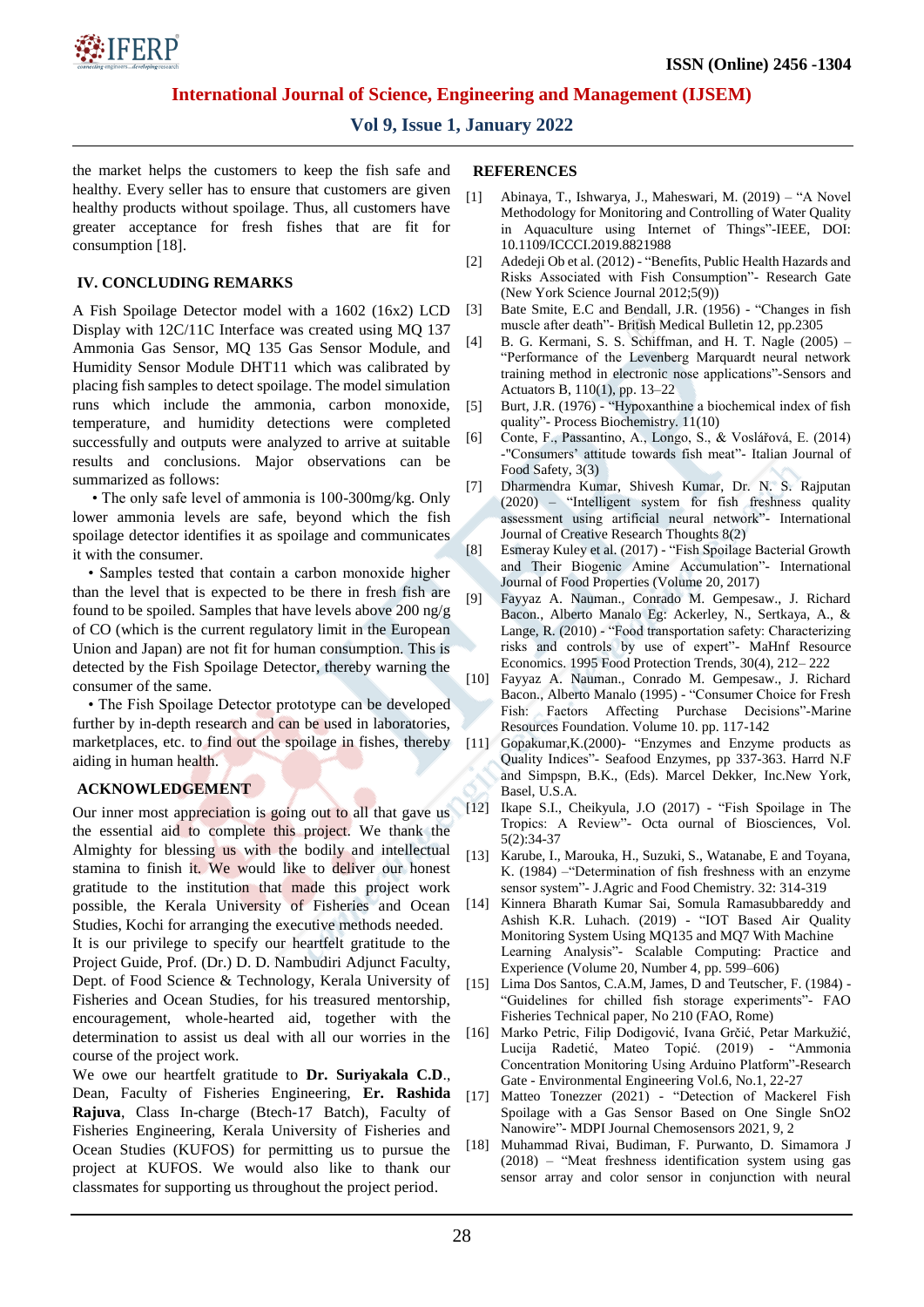the market helps the customers to keep the fish safe and healthy. Every seller has to ensure that customers are given healthy products without spoilage. Thus, all customers have greater acceptance for fresh fishes that are fit for consumption [18].

## IV. CONCLUDING REMARKS

A Fish Spoilage Detector model with a 1602 (16x2) LCD Display with 12C/11C Interface was created using MQ 137 Ammonia Gas Sensor, MQ 135 Gas Sensor Module, and Humidity Sensor Module DHT11 which was calibrated by placing fish samples to detect spoilage. The model simulation runs which include the ammonia, carbon monoxide, temperature, and humidity detections were completed successfully and outputs were analyzed to arrive at suitable results and conclusions. Major observations can be summarized as follows:

- The only safe level of ammonia is 100-300mg/kg. Only lower ammonia levels are safe, beyond which the fish spoilage detector identifies it as spoilage and communicates it with the consumer.
- Samples tested that contain a carbon monoxide higher than the level that is expected to be there in fresh fish are found to be spoiled. Samples that have levels above 200 ng/g of CO (which is the current regulatory limit in the European Union and Japan) are not fit for human consumption. This is detected by the Fish Spoilage Detector, thereby warning the consumer of the same.
- The Fish Spoilage Detector prototype can be developed further by in-depth research and can be used in laboratories, marketplaces, etc. to find out the spoilage in fishes, thereby aiding in human health.

## ACKNOWLEDGEMENT

Our inner most appreciation is going out to all that gave us the essential aid to complete this project. We thank the Almighty for blessing us with the bodily and intellectual stamina to finish it. We would like to deliver our honest gratitude to the institution that made this project work possible, the Kerala University of Fisheries and Ocean Studies, Kochi for arranging the executive methods needed.

It is our privilege to specify our heartfelt gratitude to the Project Guide, Prof. (Dr.) D. D. Nambudiri Adjunct Faculty, Dept. of Food Science & Technology, Kerala University of Fisheries and Ocean Studies, for his treasured mentorship, encouragement, whole-hearted aid, together with the determination to assist us deal with all our worries in the course of the project work.

We owe our heartfelt gratitude to **Dr. Suriyakala C.D.**, Dean, Faculty of Fisheries Engineering, **Er. Rashida Rajuva**, Class In-charge (Btech-17 Batch), Faculty of Fisheries Engineering, Kerala University of Fisheries and Ocean Studies (KUFOS) for permitting us to pursue the project at KUFOS. We would also like to thank our classmates for supporting us throughout the project period.

## REFERENCES

[1] Abinaya, T., Ishwarya, J., Maheswari, M. (2019) – "A Novel Methodology for Monitoring and Controlling of Water Quality in Aquaculture using Internet of Things"-IEEE, DOI: 10.1109/ICCCI.2019.8821988

[2] Adedeji Ob et al. (2012) - "Benefits, Public Health Hazards and Risks Associated with Fish Consumption"- Research Gate (New York Science Journal 2012;5(9))

[3] Bate Smite, E.C and Bendall, J.R. (1956) - "Changes in fish muscle after death"- British Medical Bulletin 12, pp.2305

[4] B. G. Kermani, S. S. Schiffman, and H. T. Nagle (2005) – "Performance of the Levenberg Marquardt neural network training method in electronic nose applications"-Sensors and Actuators B, 110(1), pp. 13–22

[5] Burt, J.R. (1976) - "Hypoxanthine a biochemical index of fish quality"- Process Biochemistry. 11(10)

[6] Conte, F., Passantino, A., Longo, S., & Voslářová, E. (2014) -"Consumers' attitude towards fish meat"- Italian Journal of Food Safety, 3(3)

[7] Dharmendra Kumar, Shivesh Kumar, Dr. N. S. Rajputan (2020) – "Intelligent system for fish freshness quality assessment using artificial neural network"- International Journal of Creative Research Thoughts 8(2)

[8] Esmeray Kuley et al. (2017) - "Fish Spoilage Bacterial Growth and Their Biogenic Amine Accumulation"- International Journal of Food Properties (Volume 20, 2017)

[9] Fayyaz A. Nauman., Conrado M. Gempesaw., J. Richard Bacon., Alberto Manalo Eg: Ackerley, N., Sertkaya, A., & Lange, R. (2010) - "Food transportation safety: Characterizing risks and controls by use of expert"- MaHnf Resource Economics. 1995 Food Protection Trends, 30(4), 212– 222

[10] Fayyaz A. Nauman., Conrado M. Gempesaw., J. Richard Bacon., Alberto Manalo (1995) - "Consumer Choice for Fresh Fish: Factors Affecting Purchase Decisions"-Marine Resources Foundation. Volume 10. pp. 117-142

[11] Gopakumar,K.(2000)- "Enzymes and Enzyme products as Quality Indices"- Seafood Enzymes, pp 337-363. Harrd N.F and Simpspn, B.K., (Eds). Marcel Dekker, Inc.New York, Basel, U.S.A.

[12] Ikape S.I., Cheikyula, J.O (2017) - "Fish Spoilage in The Tropics: A Review"- Octa ournal of Biosciences, Vol. 5(2):34-37

[13] Karube, I., Marouka, H., Suzuki, S., Watanabe, E and Toyana, K. (1984) –"Determination of fish freshness with an enzyme sensor system"- J.Agric and Food Chemistry. 32: 314-319

[14] Kinnera Bharath Kumar Sai, Somula Ramasubbareddy and Ashish K.R. Luhach. (2019) - "IOT Based Air Quality Monitoring System Using MQ135 and MQ7 With Machine Learning Analysis"- Scalable Computing: Practice and Experience (Volume 20, Number 4, pp. 599–606)

[15] Lima Dos Santos, C.A.M, James, D and Teutscher, F. (1984) - "Guidelines for chilled fish storage experiments"- FAO Fisheries Technical paper, No 210 (FAO, Rome)

[16] Marko Petric, Filip Dodigović, Ivana Grčić, Petar Markužić, Lucija Radetić, Mateo Topić. (2019) - "Ammonia Concentration Monitoring Using Arduino Platform"-Research Gate - Environmental Engineering Vol.6, No.1, 22-27

[17] Matteo Tonezzer (2021) - "Detection of Mackerel Fish Spoilage with a Gas Sensor Based on One Single SnO2 Nanowire"- MDPI Journal Chemosensors 2021, 9, 2

[18] Muhammad Rivai, Budiman, F. Purwanto, D. Simamora J (2018) – "Meat freshness identification system using gas sensor array and color sensor in conjunction with neural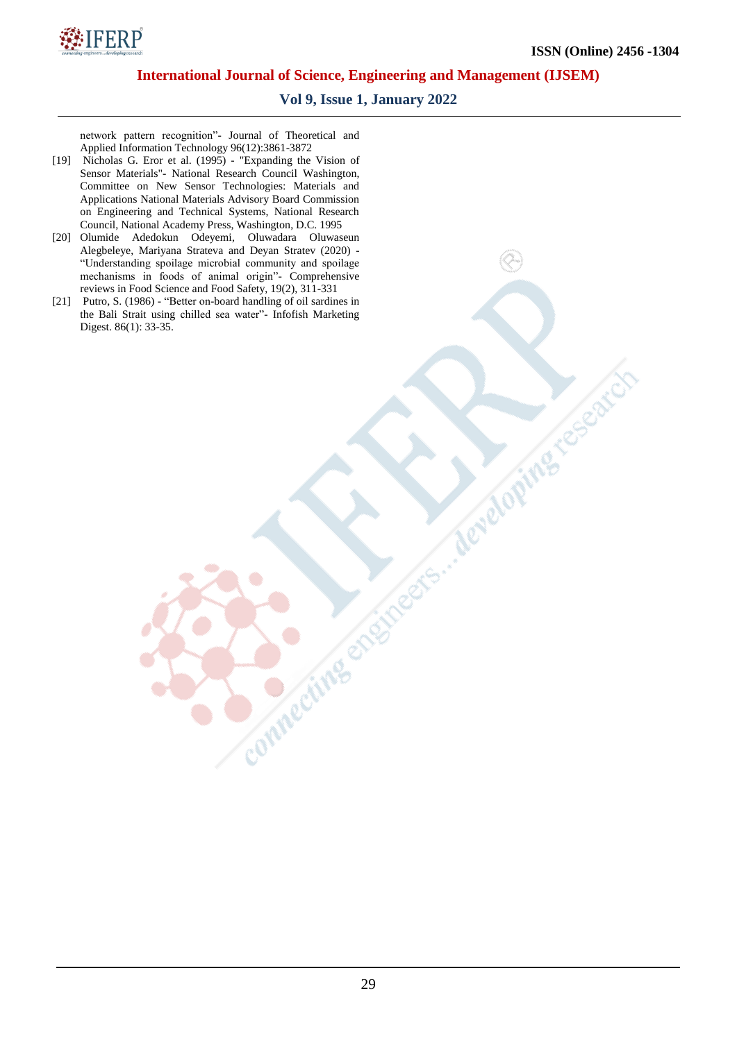network pattern recognition"- Journal of Theoretical and Applied Information Technology 96(12):3861-3872

[19] Nicholas G. Eror et al. (1995) - "Expanding the Vision of Sensor Materials"- National Research Council Washington, Committee on New Sensor Technologies: Materials and Applications National Materials Advisory Board Commission on Engineering and Technical Systems, National Research Council, National Academy Press, Washington, D.C. 1995

[20] Olumide Adedokun Odeyemi, Oluwadara Oluwaseun Alegbeleye, Mariyana Strateva and Deyan Stratev (2020) - "Understanding spoilage microbial community and spoilage mechanisms in foods of animal origin"- Comprehensive reviews in Food Science and Food Safety, 19(2), 311-331

[21] Putro, S. (1986) - "Better on-board handling of oil sardines in the Bali Strait using chilled sea water"- Infofish Marketing Digest. 86(1): 33-35.